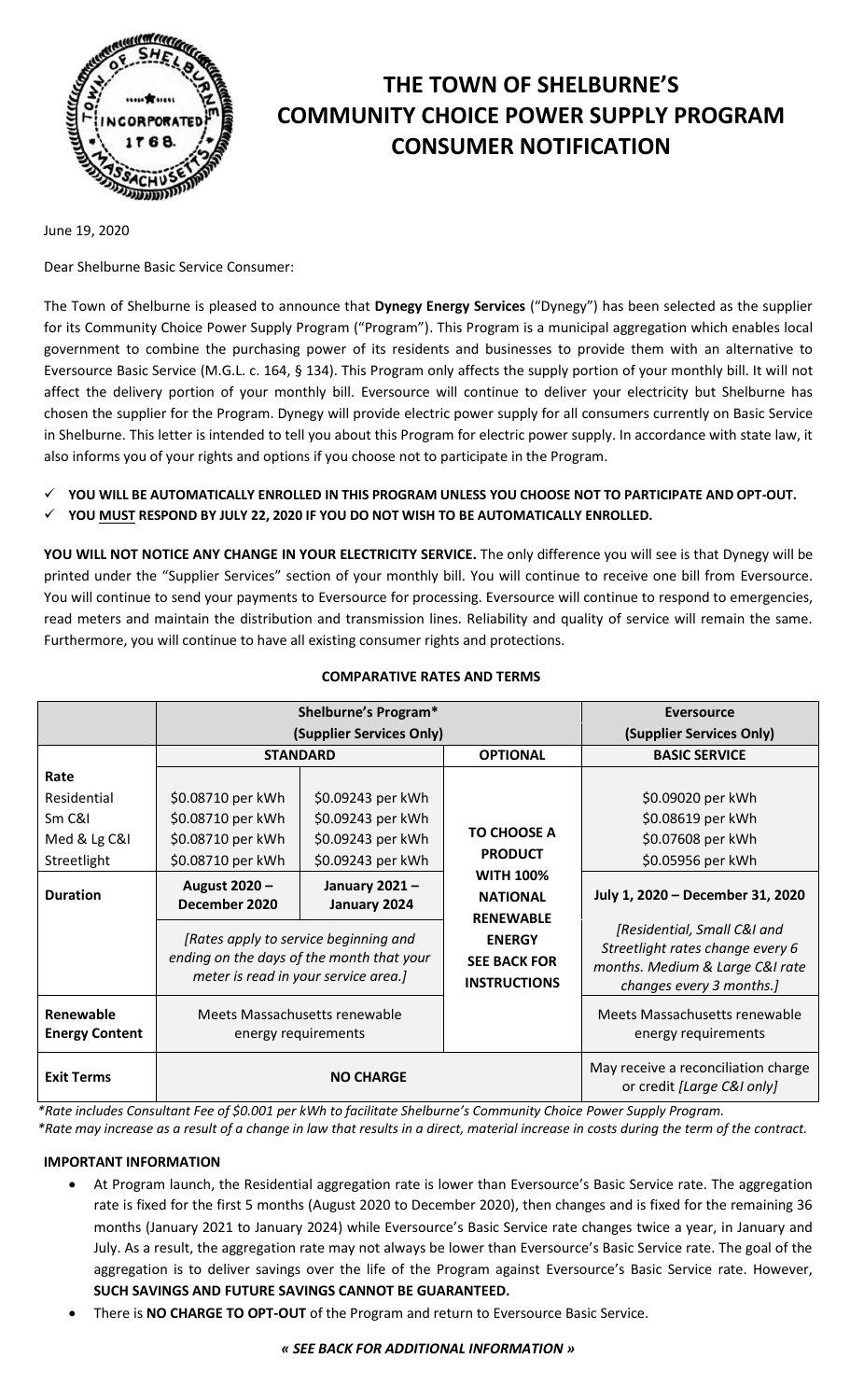# THE TOWN OF SHELBURNE'S COMMUNITY CHOICE POWER SUPPLY PROGRAM CONSUMER NOTIFICATION

June 19, 2020

Dear Shelburne Basic Service Consumer:

The Town of Shelburne is pleased to announce that **Dynegy Energy Services** ("Dynegy") has been selected as the supplier for its Community Choice Power Supply Program ("Program"). This Program is a municipal aggregation which enables local government to combine the purchasing power of its residents and businesses to provide them with an alternative to Eversource Basic Service (M.G.L. c. 164, § 134). This Program only affects the supply portion of your monthly bill. It will not affect the delivery portion of your monthly bill. Eversource will continue to deliver your electricity but Shelburne has chosen the supplier for the Program. Dynegy will provide electric power supply for all consumers currently on Basic Service in Shelburne. This letter is intended to tell you about this Program for electric power supply. In accordance with state law, it also informs you of your rights and options if you choose not to participate in the Program.

- ✓ **YOU WILL BE AUTOMATICALLY ENROLLED IN THIS PROGRAM UNLESS YOU CHOOSE NOT TO PARTICIPATE AND OPT-OUT.**
- ✓ **YOU MUST RESPOND BY JULY 22, 2020 IF YOU DO NOT WISH TO BE AUTOMATICALLY ENROLLED.**

**YOU WILL NOT NOTICE ANY CHANGE IN YOUR ELECTRICITY SERVICE.** The only difference you will see is that Dynegy will be printed under the "Supplier Services" section of your monthly bill. You will continue to receive one bill from Eversource. You will continue to send your payments to Eversource for processing. Eversource will continue to respond to emergencies, read meters and maintain the distribution and transmission lines. Reliability and quality of service will remain the same. Furthermore, you will continue to have all existing consumer rights and protections.

**COMPARATIVE RATES AND TERMS**

| | Shelburne's Program* (Supplier Services Only) | | | Eversource (Supplier Services Only) |
|---|---|---|---|---|
| | **STANDARD** | | **OPTIONAL** | **BASIC SERVICE** |
| **Rate** | | | **TO CHOOSE A PRODUCT WITH 100% NATIONAL RENEWABLE ENERGY SEE BACK FOR INSTRUCTIONS** | |
| Residential | $0.08710 per kWh | $0.09243 per kWh | | $0.09020 per kWh |
| Sm C&I | $0.08710 per kWh | $0.09243 per kWh | | $0.08619 per kWh |
| Med & Lg C&I | $0.08710 per kWh | $0.09243 per kWh | | $0.07608 per kWh |
| Streetlight | $0.08710 per kWh | $0.09243 per kWh | | $0.05956 per kWh |
| **Duration** | **August 2020 – December 2020** | **January 2021 – January 2024** | | **July 1, 2020 – December 31, 2020** |
| | *[Rates apply to service beginning and ending on the days of the month that your meter is read in your service area.]* | | | *[Residential, Small C&I and Streetlight rates change every 6 months. Medium & Large C&I rate changes every 3 months.]* |
| **Renewable Energy Content** | Meets Massachusetts renewable energy requirements | | | Meets Massachusetts renewable energy requirements |
| **Exit Terms** | **NO CHARGE** | | | May receive a reconciliation charge or credit *[Large C&I only]* |

*\*Rate includes Consultant Fee of $0.001 per kWh to facilitate Shelburne's Community Choice Power Supply Program.*
*\*Rate may increase as a result of a change in law that results in a direct, material increase in costs during the term of the contract.*

**IMPORTANT INFORMATION**

- At Program launch, the Residential aggregation rate is lower than Eversource's Basic Service rate. The aggregation rate is fixed for the first 5 months (August 2020 to December 2020), then changes and is fixed for the remaining 36 months (January 2021 to January 2024) while Eversource's Basic Service rate changes twice a year, in January and July. As a result, the aggregation rate may not always be lower than Eversource's Basic Service rate. The goal of the aggregation is to deliver savings over the life of the Program against Eversource's Basic Service rate. However, **SUCH SAVINGS AND FUTURE SAVINGS CANNOT BE GUARANTEED.**
- There is **NO CHARGE TO OPT-OUT** of the Program and return to Eversource Basic Service.

***« SEE BACK FOR ADDITIONAL INFORMATION »***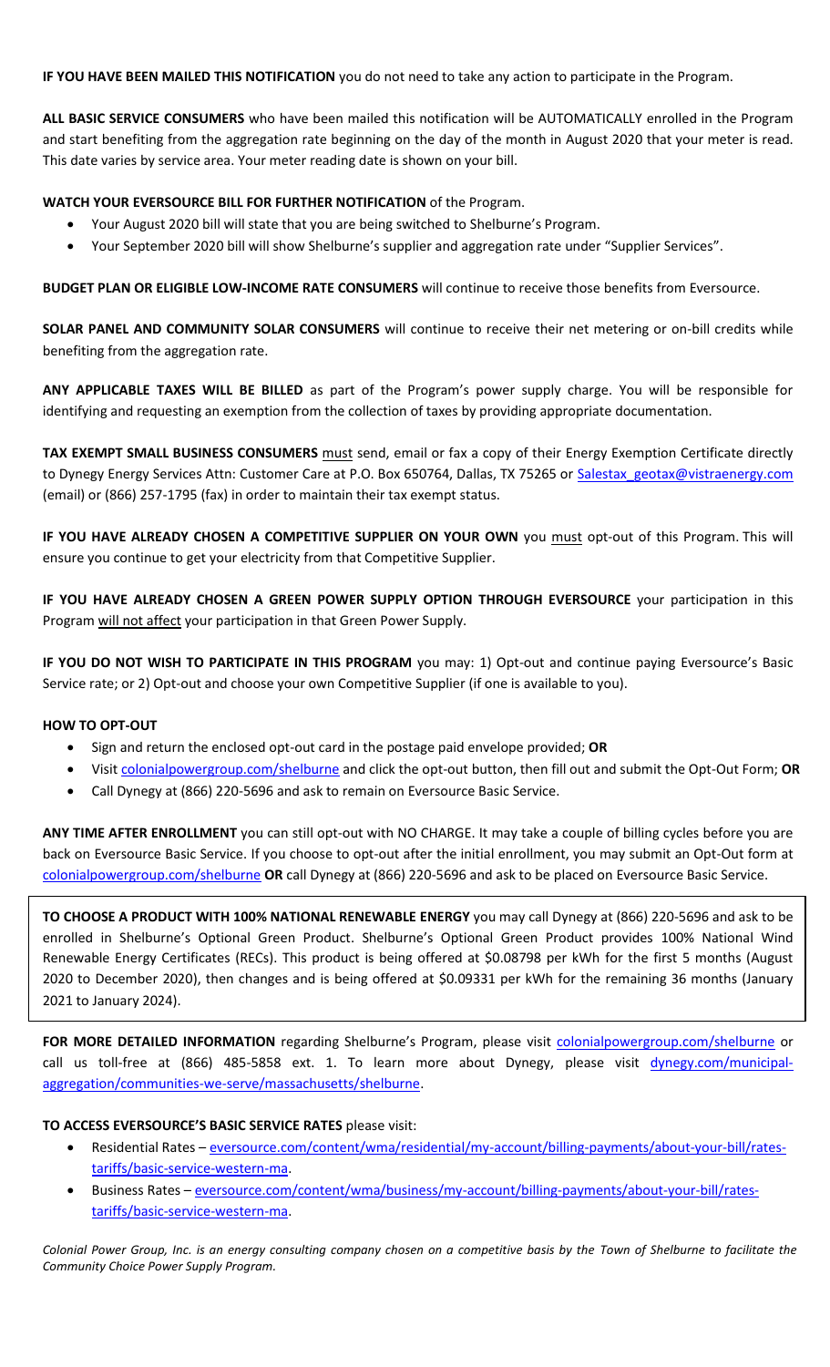**IF YOU HAVE BEEN MAILED THIS NOTIFICATION** you do not need to take any action to participate in the Program.

**ALL BASIC SERVICE CONSUMERS** who have been mailed this notification will be AUTOMATICALLY enrolled in the Program and start benefiting from the aggregation rate beginning on the day of the month in August 2020 that your meter is read. This date varies by service area. Your meter reading date is shown on your bill.

**WATCH YOUR EVERSOURCE BILL FOR FURTHER NOTIFICATION** of the Program.

- Your August 2020 bill will state that you are being switched to Shelburne's Program.
- Your September 2020 bill will show Shelburne's supplier and aggregation rate under "Supplier Services".

**BUDGET PLAN OR ELIGIBLE LOW-INCOME RATE CONSUMERS** will continue to receive those benefits from Eversource.

**SOLAR PANEL AND COMMUNITY SOLAR CONSUMERS** will continue to receive their net metering or on-bill credits while benefiting from the aggregation rate.

**ANY APPLICABLE TAXES WILL BE BILLED** as part of the Program's power supply charge. You will be responsible for identifying and requesting an exemption from the collection of taxes by providing appropriate documentation.

**TAX EXEMPT SMALL BUSINESS CONSUMERS** must send, email or fax a copy of their Energy Exemption Certificate directly to Dynegy Energy Services Attn: Customer Care at P.O. Box 650764, Dallas, TX 75265 or Salestax_geotax@vistraenergy.com (email) or (866) 257-1795 (fax) in order to maintain their tax exempt status.

**IF YOU HAVE ALREADY CHOSEN A COMPETITIVE SUPPLIER ON YOUR OWN** you must opt-out of this Program. This will ensure you continue to get your electricity from that Competitive Supplier.

**IF YOU HAVE ALREADY CHOSEN A GREEN POWER SUPPLY OPTION THROUGH EVERSOURCE** your participation in this Program will not affect your participation in that Green Power Supply.

**IF YOU DO NOT WISH TO PARTICIPATE IN THIS PROGRAM** you may: 1) Opt-out and continue paying Eversource's Basic Service rate; or 2) Opt-out and choose your own Competitive Supplier (if one is available to you).

**HOW TO OPT-OUT**

- Sign and return the enclosed opt-out card in the postage paid envelope provided; **OR**
- Visit colonialpowergroup.com/shelburne and click the opt-out button, then fill out and submit the Opt-Out Form; **OR**
- Call Dynegy at (866) 220-5696 and ask to remain on Eversource Basic Service.

**ANY TIME AFTER ENROLLMENT** you can still opt-out with NO CHARGE. It may take a couple of billing cycles before you are back on Eversource Basic Service. If you choose to opt-out after the initial enrollment, you may submit an Opt-Out form at colonialpowergroup.com/shelburne **OR** call Dynegy at (866) 220-5696 and ask to be placed on Eversource Basic Service.

**TO CHOOSE A PRODUCT WITH 100% NATIONAL RENEWABLE ENERGY** you may call Dynegy at (866) 220-5696 and ask to be enrolled in Shelburne's Optional Green Product. Shelburne's Optional Green Product provides 100% National Wind Renewable Energy Certificates (RECs). This product is being offered at $0.08798 per kWh for the first 5 months (August 2020 to December 2020), then changes and is being offered at $0.09331 per kWh for the remaining 36 months (January 2021 to January 2024).

**FOR MORE DETAILED INFORMATION** regarding Shelburne's Program, please visit colonialpowergroup.com/shelburne or call us toll-free at (866) 485-5858 ext. 1. To learn more about Dynegy, please visit dynegy.com/municipal-aggregation/communities-we-serve/massachusetts/shelburne.

**TO ACCESS EVERSOURCE'S BASIC SERVICE RATES** please visit:

- Residential Rates – eversource.com/content/wma/residential/my-account/billing-payments/about-your-bill/rates-tariffs/basic-service-western-ma.
- Business Rates – eversource.com/content/wma/business/my-account/billing-payments/about-your-bill/rates-tariffs/basic-service-western-ma.

*Colonial Power Group, Inc. is an energy consulting company chosen on a competitive basis by the Town of Shelburne to facilitate the Community Choice Power Supply Program.*